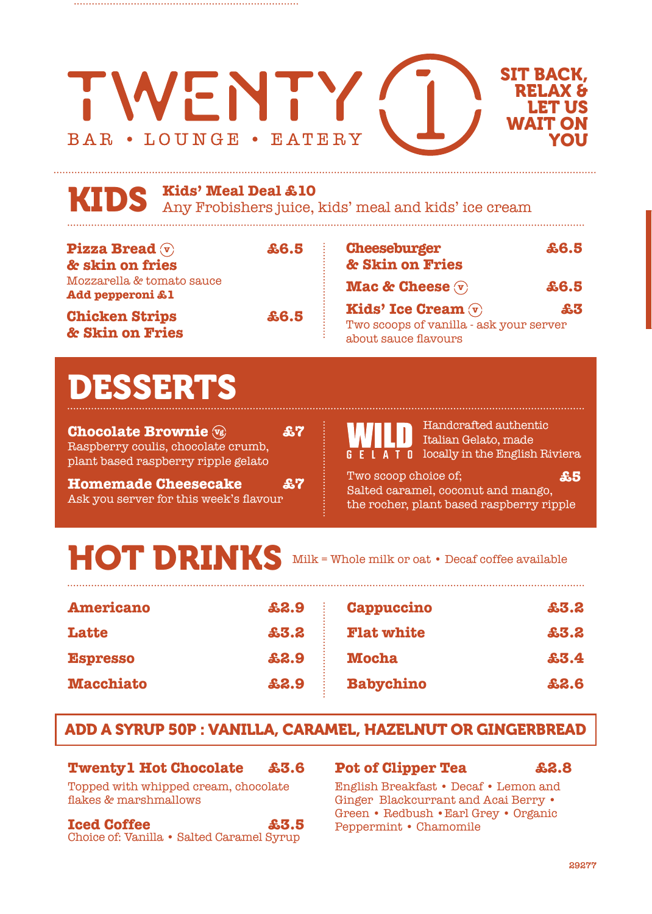# TWENTY 1

BAR • LOUNGE • EATERY

SIT BACK, RELAX & LET US WAIT ON YOU

## KIDS

**Kids' Meal Deal £10**
Any Frobishers juice, kids' meal and kids' ice cream

**Pizza Bread (v) & skin on fries** — £6.5
Mozzarella & tomato sauce
**Add pepperoni £1**

**Chicken Strips & Skin on Fries** — £6.5

**Cheeseburger & Skin on Fries** — £6.5

**Mac & Cheese (v)** — £6.5

**Kids' Ice Cream (v)** — £3
Two scoops of vanilla - ask your server about sauce flavours

## DESSERTS

**Chocolate Brownie (vg)** — £7
Raspberry coulis, chocolate crumb, plant based raspberry ripple gelato

**Homemade Cheesecake** — £7
Ask you server for this week's flavour

**WILD GELATO**
Handcrafted authentic Italian Gelato, made locally in the English Riviera

Two scoop choice of; — £5
Salted caramel, coconut and mango, the rocher, plant based raspberry ripple

## HOT DRINKS

Milk = Whole milk or oat • Decaf coffee available

| Drink | Price |
|---|---|
| Americano | £2.9 |
| Latte | £3.2 |
| Espresso | £2.9 |
| Macchiato | £2.9 |
| Cappuccino | £3.2 |
| Flat white | £3.2 |
| Mocha | £3.4 |
| Babychino | £2.6 |

**ADD A SYRUP 50P : VANILLA, CARAMEL, HAZELNUT OR GINGERBREAD**

**Twenty1 Hot Chocolate** — £3.6
Topped with whipped cream, chocolate flakes & marshmallows

**Iced Coffee** — £3.5
Choice of: Vanilla • Salted Caramel Syrup

**Pot of Clipper Tea** — £2.8
English Breakfast • Decaf • Lemon and Ginger Blackcurrant and Acai Berry • Green • Redbush • Earl Grey • Organic Peppermint • Chamomile

29277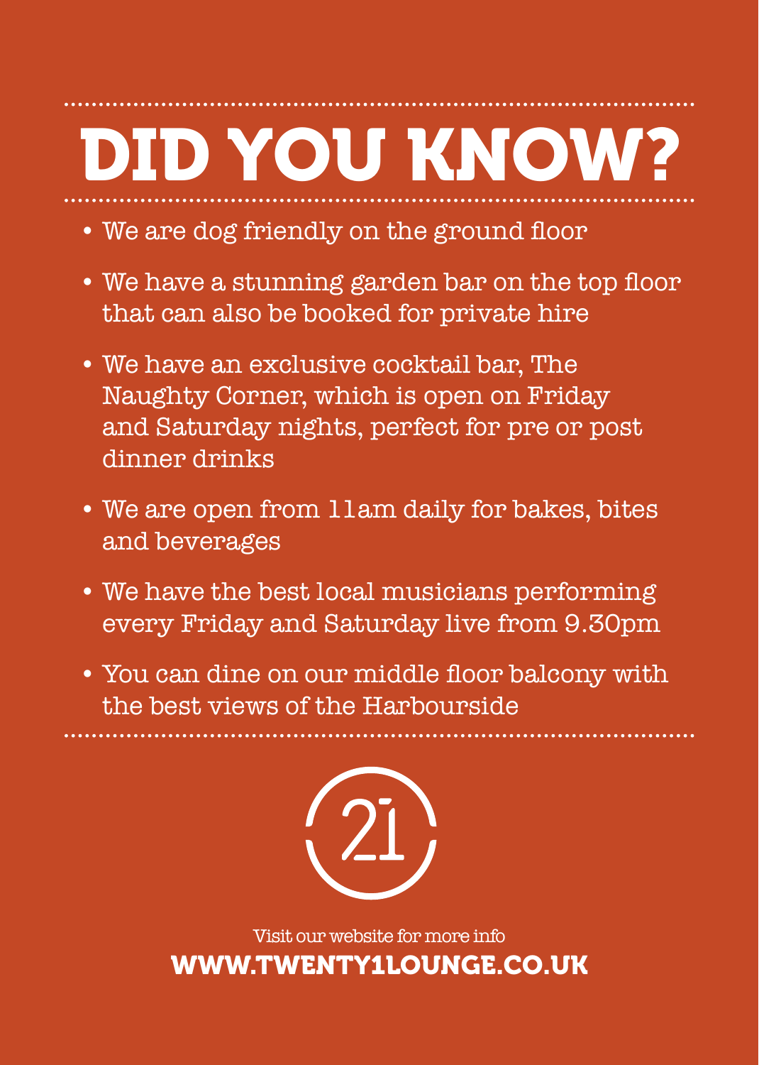# DID YOU KNOW?

- We are dog friendly on the ground floor
- We have a stunning garden bar on the top floor that can also be booked for private hire
- We have an exclusive cocktail bar, The Naughty Corner, which is open on Friday and Saturday nights, perfect for pre or post dinner drinks
- We are open from 11am daily for bakes, bites and beverages
- We have the best local musicians performing every Friday and Saturday live from 9.30pm
- You can dine on our middle floor balcony with the best views of the Harbourside

21

Visit our website for more info

**WWW.TWENTY1LOUNGE.CO.UK**